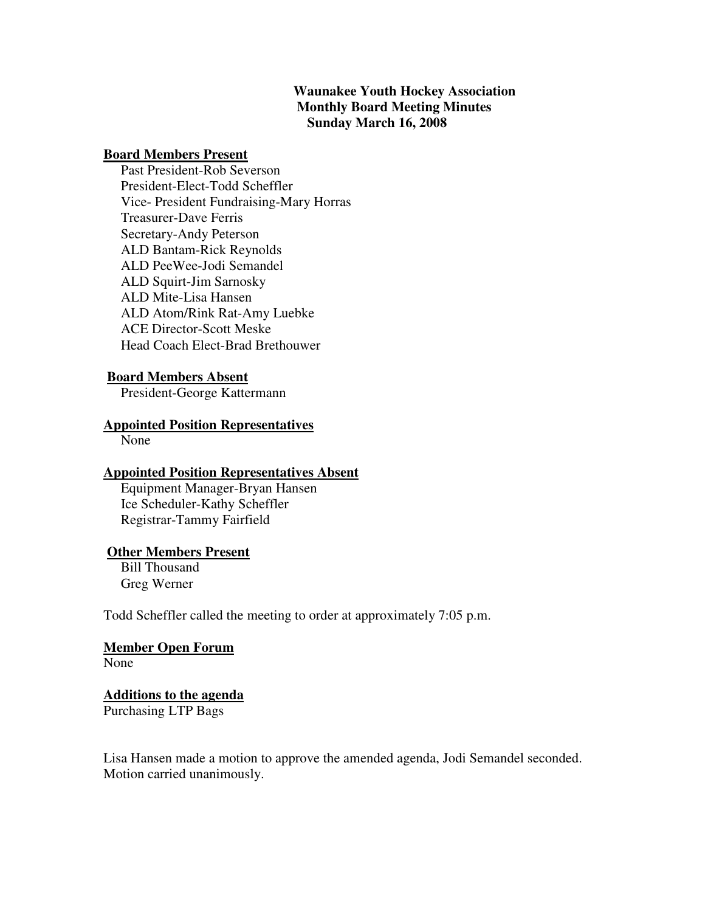**Waunakee Youth Hockey Association**
**Monthly Board Meeting Minutes**
**Sunday March 16, 2008**

**Board Members Present**

Past President-Rob Severson
President-Elect-Todd Scheffler
Vice- President Fundraising-Mary Horras
Treasurer-Dave Ferris
Secretary-Andy Peterson
ALD Bantam-Rick Reynolds
ALD PeeWee-Jodi Semandel
ALD Squirt-Jim Sarnosky
ALD Mite-Lisa Hansen
ALD Atom/Rink Rat-Amy Luebke
ACE Director-Scott Meske
Head Coach Elect-Brad Brethouwer

**Board Members Absent**

President-George Kattermann

**Appointed Position Representatives**

None

**Appointed Position Representatives Absent**

Equipment Manager-Bryan Hansen
Ice Scheduler-Kathy Scheffler
Registrar-Tammy Fairfield

**Other Members Present**

Bill Thousand
Greg Werner

Todd Scheffler called the meeting to order at approximately 7:05 p.m.

**Member Open Forum**

None

**Additions to the agenda**

Purchasing LTP Bags

Lisa Hansen made a motion to approve the amended agenda, Jodi Semandel seconded. Motion carried unanimously.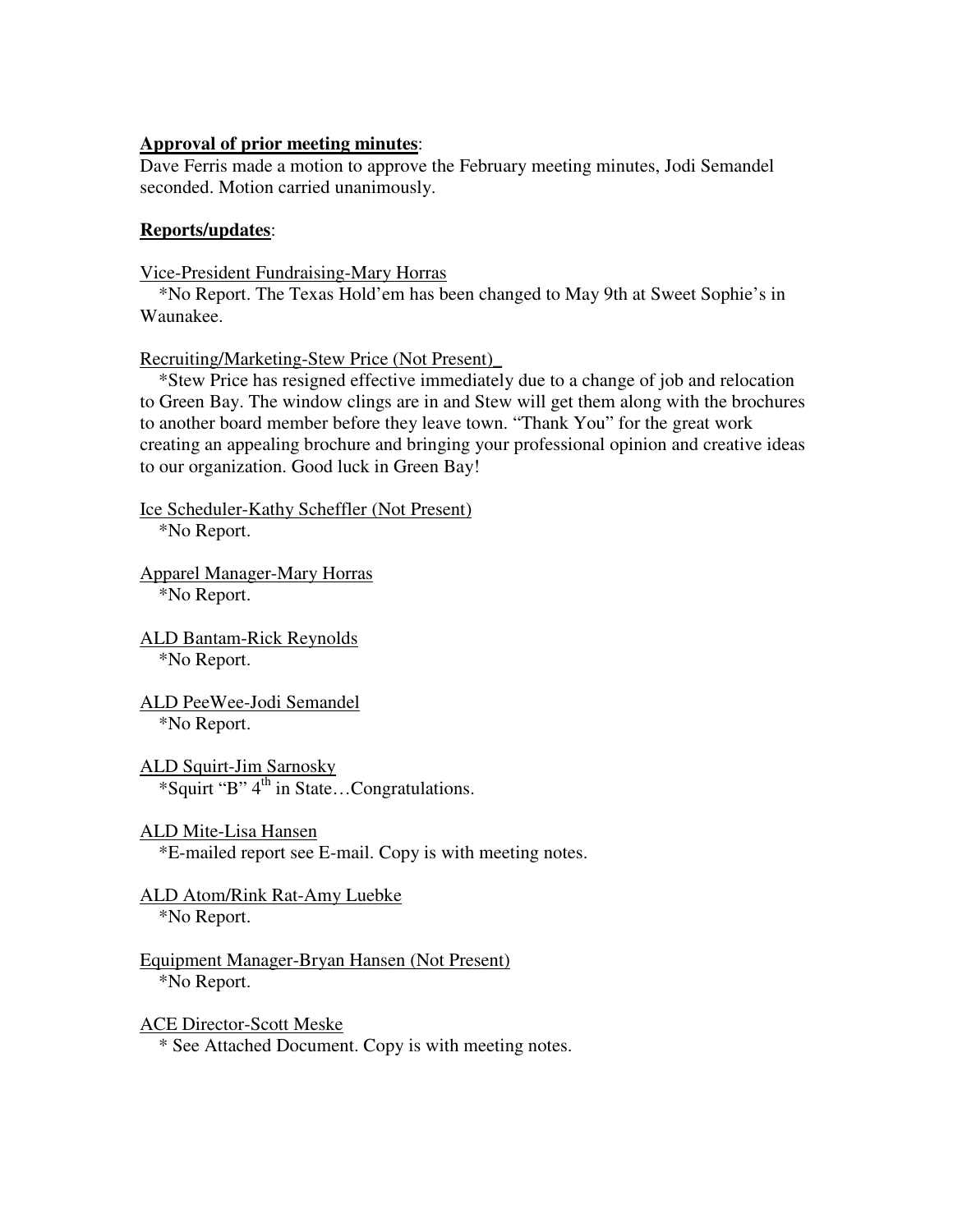**Approval of prior meeting minutes**:
Dave Ferris made a motion to approve the February meeting minutes, Jodi Semandel seconded. Motion carried unanimously.

**Reports/updates**:

Vice-President Fundraising-Mary Horras

*No Report. The Texas Hold'em has been changed to May 9th at Sweet Sophie's in Waunakee.

Recruiting/Marketing-Stew Price (Not Present)_

*Stew Price has resigned effective immediately due to a change of job and relocation to Green Bay. The window clings are in and Stew will get them along with the brochures to another board member before they leave town. "Thank You" for the great work creating an appealing brochure and bringing your professional opinion and creative ideas to our organization. Good luck in Green Bay!

Ice Scheduler-Kathy Scheffler (Not Present)

*No Report.

Apparel Manager-Mary Horras

*No Report.

ALD Bantam-Rick Reynolds

*No Report.

ALD PeeWee-Jodi Semandel

*No Report.

ALD Squirt-Jim Sarnosky

*Squirt "B" 4th in State…Congratulations.

ALD Mite-Lisa Hansen

*E-mailed report see E-mail. Copy is with meeting notes.

ALD Atom/Rink Rat-Amy Luebke

*No Report.

Equipment Manager-Bryan Hansen (Not Present)

*No Report.

ACE Director-Scott Meske

* See Attached Document. Copy is with meeting notes.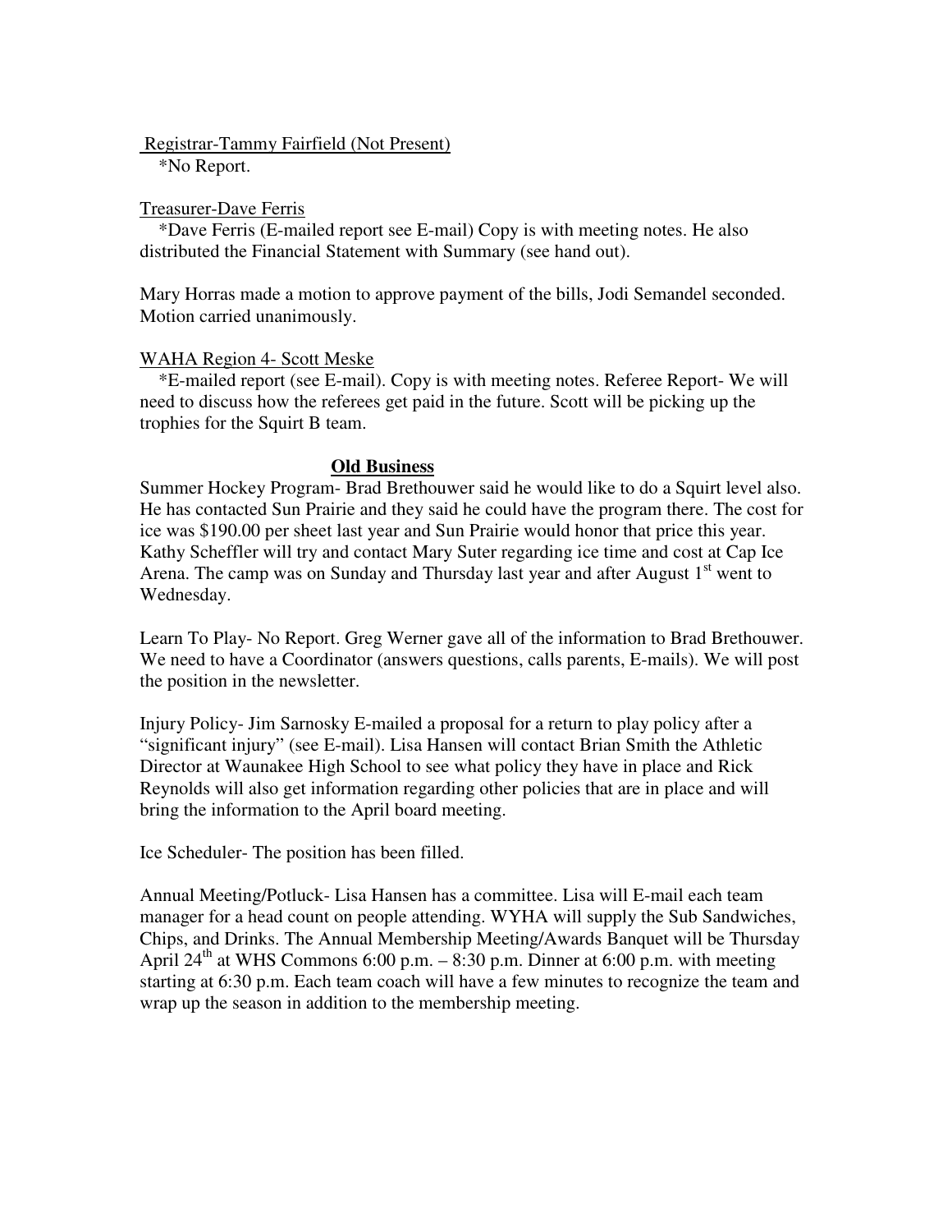<u>Registrar-Tammy Fairfield (Not Present)</u>

*No Report.

<u>Treasurer-Dave Ferris</u>

*Dave Ferris (E-mailed report see E-mail) Copy is with meeting notes. He also distributed the Financial Statement with Summary (see hand out).

Mary Horras made a motion to approve payment of the bills, Jodi Semandel seconded. Motion carried unanimously.

<u>WAHA Region 4- Scott Meske</u>

*E-mailed report (see E-mail). Copy is with meeting notes. Referee Report- We will need to discuss how the referees get paid in the future. Scott will be picking up the trophies for the Squirt B team.

## <u>**Old Business**</u>

Summer Hockey Program- Brad Brethouwer said he would like to do a Squirt level also. He has contacted Sun Prairie and they said he could have the program there. The cost for ice was $190.00 per sheet last year and Sun Prairie would honor that price this year. Kathy Scheffler will try and contact Mary Suter regarding ice time and cost at Cap Ice Arena. The camp was on Sunday and Thursday last year and after August 1st went to Wednesday.

Learn To Play- No Report. Greg Werner gave all of the information to Brad Brethouwer. We need to have a Coordinator (answers questions, calls parents, E-mails). We will post the position in the newsletter.

Injury Policy- Jim Sarnosky E-mailed a proposal for a return to play policy after a "significant injury" (see E-mail). Lisa Hansen will contact Brian Smith the Athletic Director at Waunakee High School to see what policy they have in place and Rick Reynolds will also get information regarding other policies that are in place and will bring the information to the April board meeting.

Ice Scheduler- The position has been filled.

Annual Meeting/Potluck- Lisa Hansen has a committee. Lisa will E-mail each team manager for a head count on people attending. WYHA will supply the Sub Sandwiches, Chips, and Drinks. The Annual Membership Meeting/Awards Banquet will be Thursday April 24th at WHS Commons 6:00 p.m. – 8:30 p.m. Dinner at 6:00 p.m. with meeting starting at 6:30 p.m. Each team coach will have a few minutes to recognize the team and wrap up the season in addition to the membership meeting.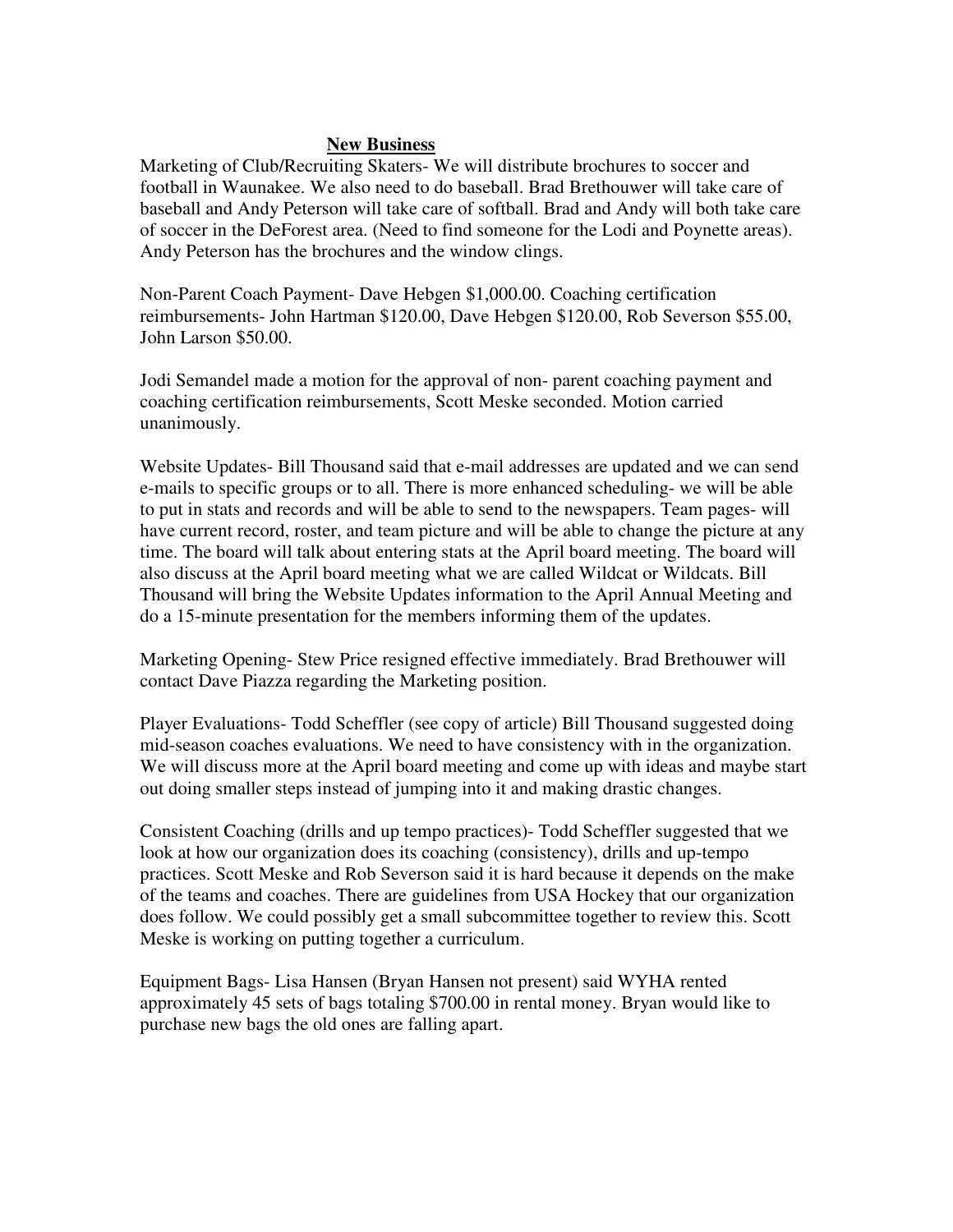## **New Business**

Marketing of Club/Recruiting Skaters- We will distribute brochures to soccer and football in Waunakee. We also need to do baseball. Brad Brethouwer will take care of baseball and Andy Peterson will take care of softball. Brad and Andy will both take care of soccer in the DeForest area. (Need to find someone for the Lodi and Poynette areas). Andy Peterson has the brochures and the window clings.

Non-Parent Coach Payment- Dave Hebgen $1,000.00. Coaching certification reimbursements- John Hartman $120.00, Dave Hebgen $120.00, Rob Severson $55.00, John Larson $50.00.

Jodi Semandel made a motion for the approval of non- parent coaching payment and coaching certification reimbursements, Scott Meske seconded. Motion carried unanimously.

Website Updates- Bill Thousand said that e-mail addresses are updated and we can send e-mails to specific groups or to all. There is more enhanced scheduling- we will be able to put in stats and records and will be able to send to the newspapers. Team pages- will have current record, roster, and team picture and will be able to change the picture at any time. The board will talk about entering stats at the April board meeting. The board will also discuss at the April board meeting what we are called Wildcat or Wildcats. Bill Thousand will bring the Website Updates information to the April Annual Meeting and do a 15-minute presentation for the members informing them of the updates.

Marketing Opening- Stew Price resigned effective immediately. Brad Brethouwer will contact Dave Piazza regarding the Marketing position.

Player Evaluations- Todd Scheffler (see copy of article) Bill Thousand suggested doing mid-season coaches evaluations. We need to have consistency with in the organization. We will discuss more at the April board meeting and come up with ideas and maybe start out doing smaller steps instead of jumping into it and making drastic changes.

Consistent Coaching (drills and up tempo practices)- Todd Scheffler suggested that we look at how our organization does its coaching (consistency), drills and up-tempo practices. Scott Meske and Rob Severson said it is hard because it depends on the make of the teams and coaches. There are guidelines from USA Hockey that our organization does follow. We could possibly get a small subcommittee together to review this. Scott Meske is working on putting together a curriculum.

Equipment Bags- Lisa Hansen (Bryan Hansen not present) said WYHA rented approximately 45 sets of bags totaling $700.00 in rental money. Bryan would like to purchase new bags the old ones are falling apart.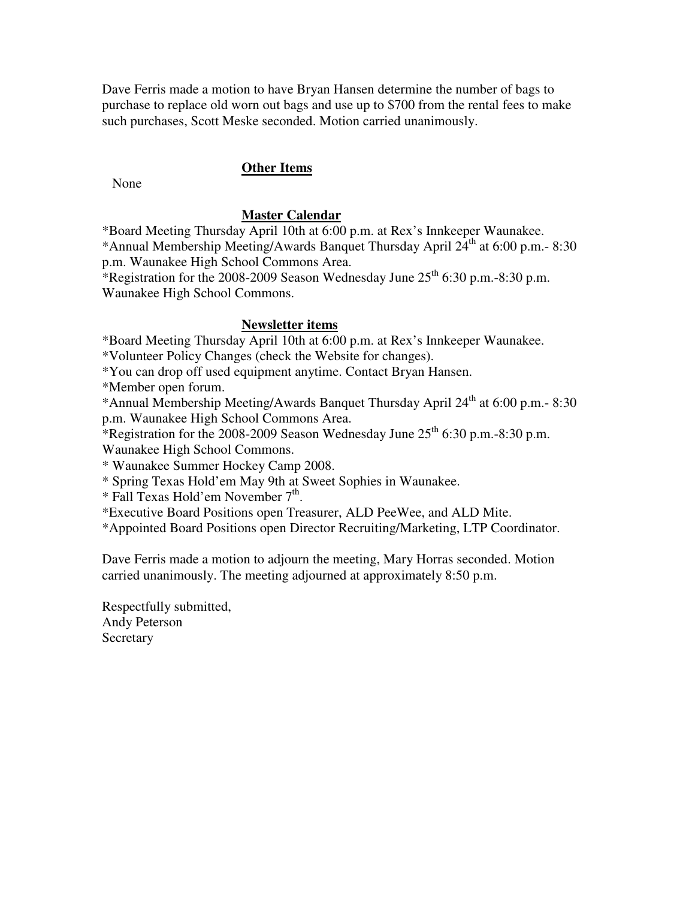Dave Ferris made a motion to have Bryan Hansen determine the number of bags to purchase to replace old worn out bags and use up to $700 from the rental fees to make such purchases, Scott Meske seconded. Motion carried unanimously.

## Other Items

None

## Master Calendar

*Board Meeting Thursday April 10th at 6:00 p.m. at Rex's Innkeeper Waunakee.
*Annual Membership Meeting/Awards Banquet Thursday April 24th at 6:00 p.m.- 8:30 p.m. Waunakee High School Commons Area.
*Registration for the 2008-2009 Season Wednesday June 25th 6:30 p.m.-8:30 p.m. Waunakee High School Commons.

## Newsletter items

*Board Meeting Thursday April 10th at 6:00 p.m. at Rex's Innkeeper Waunakee.
*Volunteer Policy Changes (check the Website for changes).
*You can drop off used equipment anytime. Contact Bryan Hansen.
*Member open forum.
*Annual Membership Meeting/Awards Banquet Thursday April 24th at 6:00 p.m.- 8:30 p.m. Waunakee High School Commons Area.
*Registration for the 2008-2009 Season Wednesday June 25th 6:30 p.m.-8:30 p.m. Waunakee High School Commons.
* Waunakee Summer Hockey Camp 2008.
* Spring Texas Hold'em May 9th at Sweet Sophies in Waunakee.
* Fall Texas Hold'em November 7th.
*Executive Board Positions open Treasurer, ALD PeeWee, and ALD Mite.
*Appointed Board Positions open Director Recruiting/Marketing, LTP Coordinator.

Dave Ferris made a motion to adjourn the meeting, Mary Horras seconded. Motion carried unanimously. The meeting adjourned at approximately 8:50 p.m.

Respectfully submitted,
Andy Peterson
Secretary